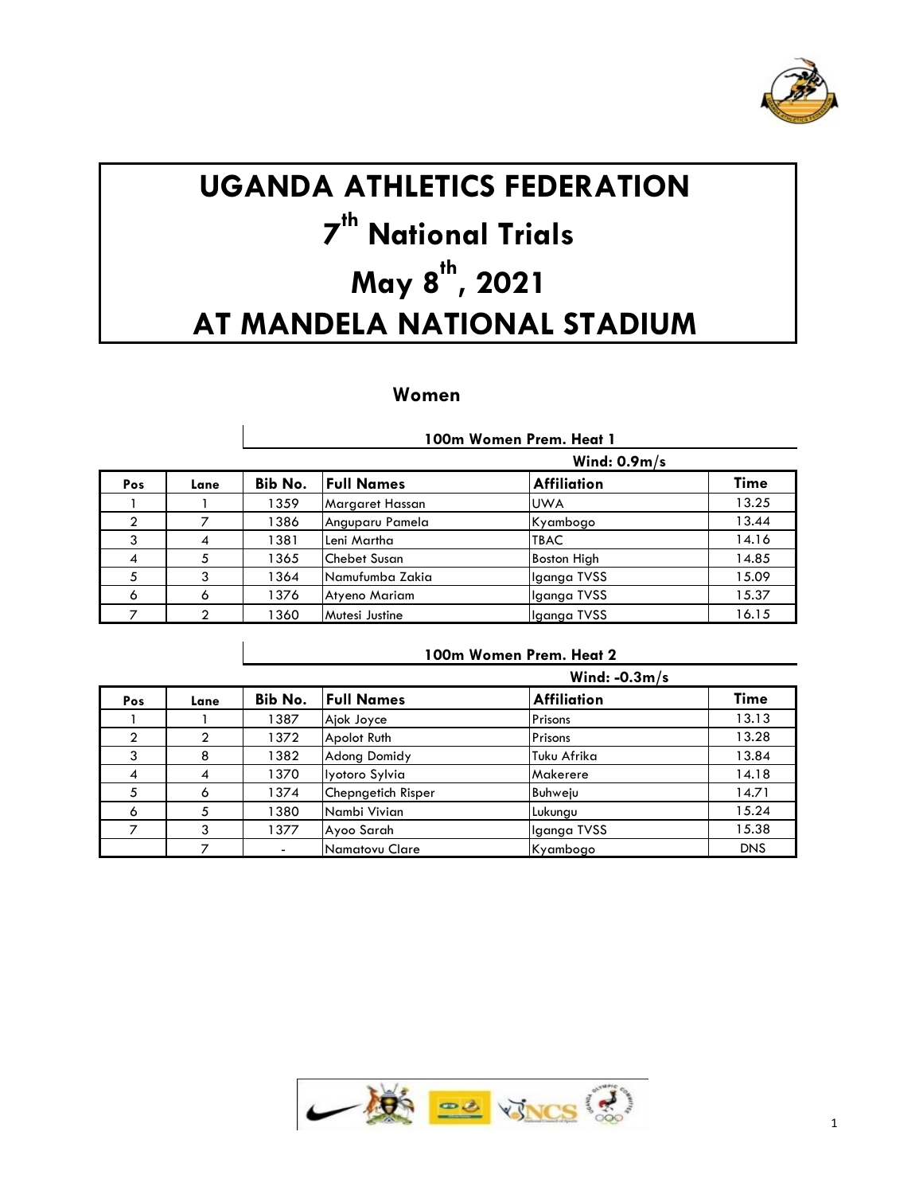# UGANDA ATHLETICS FEDERATION

# 7th National Trials

# May 8th, 2021

# AT MANDELA NATIONAL STADIUM

## Women

### 100m Women Prem. Heat 1

Wind: 0.9m/s

| Pos | Lane | Bib No. | Full Names | Affiliation | Time |
|---|---|---|---|---|---|
| 1 | 1 | 1359 | Margaret Hassan | UWA | 13.25 |
| 2 | 7 | 1386 | Anguparu Pamela | Kyambogo | 13.44 |
| 3 | 4 | 1381 | Leni Martha | TBAC | 14.16 |
| 4 | 5 | 1365 | Chebet Susan | Boston High | 14.85 |
| 5 | 3 | 1364 | Namufumba Zakia | Iganga TVSS | 15.09 |
| 6 | 6 | 1376 | Atyeno Mariam | Iganga TVSS | 15.37 |
| 7 | 2 | 1360 | Mutesi Justine | Iganga TVSS | 16.15 |

### 100m Women Prem. Heat 2

Wind: -0.3m/s

| Pos | Lane | Bib No. | Full Names | Affiliation | Time |
|---|---|---|---|---|---|
| 1 | 1 | 1387 | Ajok Joyce | Prisons | 13.13 |
| 2 | 2 | 1372 | Apolot Ruth | Prisons | 13.28 |
| 3 | 8 | 1382 | Adong Domidy | Tuku Afrika | 13.84 |
| 4 | 4 | 1370 | Iyotoro Sylvia | Makerere | 14.18 |
| 5 | 6 | 1374 | Chepngetich Risper | Buhweju | 14.71 |
| 6 | 5 | 1380 | Nambi Vivian | Lukungu | 15.24 |
| 7 | 3 | 1377 | Ayoo Sarah | Iganga TVSS | 15.38 |
| | 7 | - | Namatovu Clare | Kyambogo | DNS |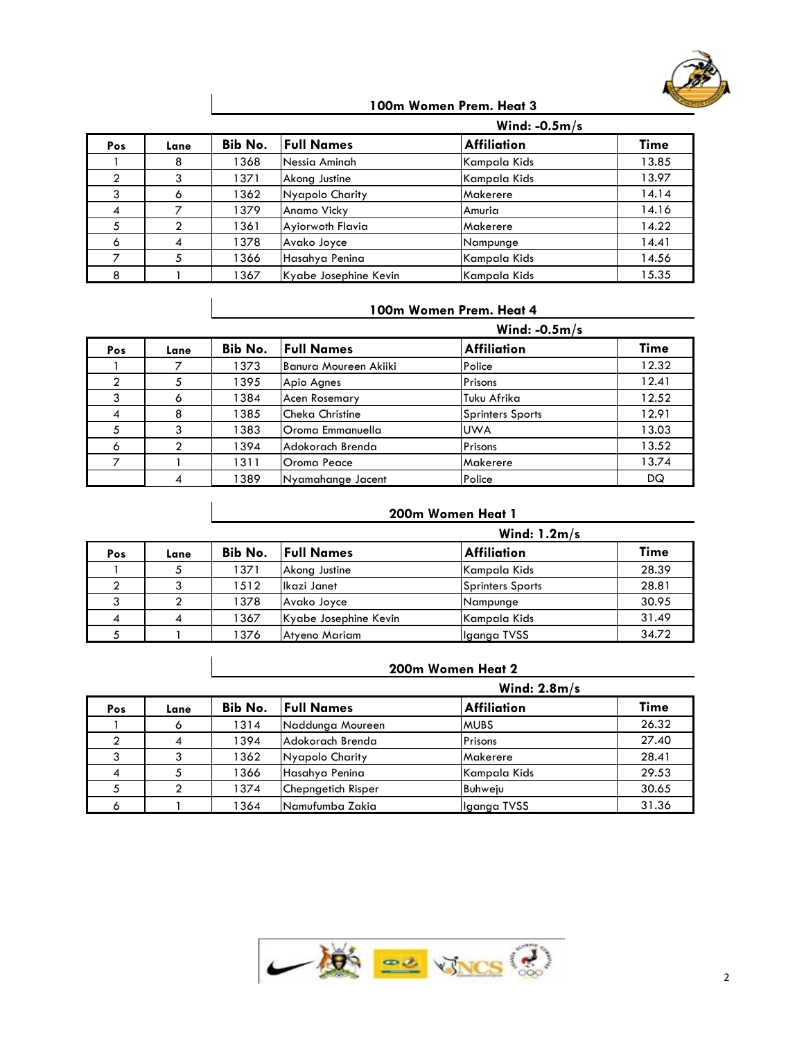## 100m Women Prem. Heat 3

**Wind: -0.5m/s**

| Pos | Lane | Bib No. | Full Names | Affiliation | Time |
|---|---|---|---|---|---|
| 1 | 8 | 1368 | Nessia Aminah | Kampala Kids | 13.85 |
| 2 | 3 | 1371 | Akong Justine | Kampala Kids | 13.97 |
| 3 | 6 | 1362 | Nyapolo Charity | Makerere | 14.14 |
| 4 | 7 | 1379 | Anamo Vicky | Amuria | 14.16 |
| 5 | 2 | 1361 | Ayiorwoth Flavia | Makerere | 14.22 |
| 6 | 4 | 1378 | Avako Joyce | Nampunge | 14.41 |
| 7 | 5 | 1366 | Hasahya Penina | Kampala Kids | 14.56 |
| 8 | 1 | 1367 | Kyabe Josephine Kevin | Kampala Kids | 15.35 |

## 100m Women Prem. Heat 4

**Wind: -0.5m/s**

| Pos | Lane | Bib No. | Full Names | Affiliation | Time |
|---|---|---|---|---|---|
| 1 | 7 | 1373 | Banura Moureen Akiiki | Police | 12.32 |
| 2 | 5 | 1395 | Apio Agnes | Prisons | 12.41 |
| 3 | 6 | 1384 | Acen Rosemary | Tuku Afrika | 12.52 |
| 4 | 8 | 1385 | Cheka Christine | Sprinters Sports | 12.91 |
| 5 | 3 | 1383 | Oroma Emmanuella | UWA | 13.03 |
| 6 | 2 | 1394 | Adokorach Brenda | Prisons | 13.52 |
| 7 | 1 | 1311 | Oroma Peace | Makerere | 13.74 |
| | 4 | 1389 | Nyamahange Jacent | Police | DQ |

## 200m Women Heat 1

**Wind: 1.2m/s**

| Pos | Lane | Bib No. | Full Names | Affiliation | Time |
|---|---|---|---|---|---|
| 1 | 5 | 1371 | Akong Justine | Kampala Kids | 28.39 |
| 2 | 3 | 1512 | Ikazi Janet | Sprinters Sports | 28.81 |
| 3 | 2 | 1378 | Avako Joyce | Nampunge | 30.95 |
| 4 | 4 | 1367 | Kyabe Josephine Kevin | Kampala Kids | 31.49 |
| 5 | 1 | 1376 | Atyeno Mariam | Iganga TVSS | 34.72 |

## 200m Women Heat 2

**Wind: 2.8m/s**

| Pos | Lane | Bib No. | Full Names | Affiliation | Time |
|---|---|---|---|---|---|
| 1 | 6 | 1314 | Naddunga Moureen | MUBS | 26.32 |
| 2 | 4 | 1394 | Adokorach Brenda | Prisons | 27.40 |
| 3 | 3 | 1362 | Nyapolo Charity | Makerere | 28.41 |
| 4 | 5 | 1366 | Hasahya Penina | Kampala Kids | 29.53 |
| 5 | 2 | 1374 | Chepngetich Risper | Buhweju | 30.65 |
| 6 | 1 | 1364 | Namufumba Zakia | Iganga TVSS | 31.36 |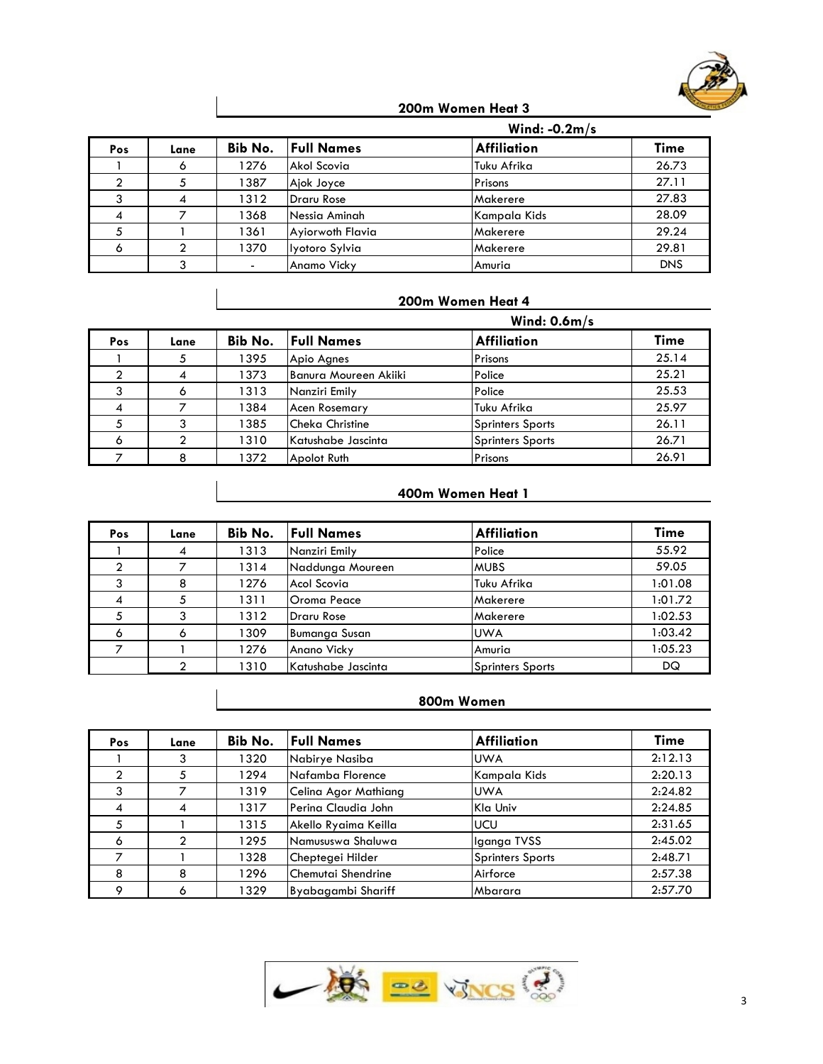## 200m Women Heat 3

**Wind: -0.2m/s**

| Pos | Lane | Bib No. | Full Names | Affiliation | Time |
|---|---|---|---|---|---|
| 1 | 6 | 1276 | Akol Scovia | Tuku Afrika | 26.73 |
| 2 | 5 | 1387 | Ajok Joyce | Prisons | 27.11 |
| 3 | 4 | 1312 | Draru Rose | Makerere | 27.83 |
| 4 | 7 | 1368 | Nessia Aminah | Kampala Kids | 28.09 |
| 5 | 1 | 1361 | Ayiorwoth Flavia | Makerere | 29.24 |
| 6 | 2 | 1370 | Iyotoro Sylvia | Makerere | 29.81 |
| | 3 | - | Anamo Vicky | Amuria | DNS |

## 200m Women Heat 4

**Wind: 0.6m/s**

| Pos | Lane | Bib No. | Full Names | Affiliation | Time |
|---|---|---|---|---|---|
| 1 | 5 | 1395 | Apio Agnes | Prisons | 25.14 |
| 2 | 4 | 1373 | Banura Moureen Akiiki | Police | 25.21 |
| 3 | 6 | 1313 | Nanziri Emily | Police | 25.53 |
| 4 | 7 | 1384 | Acen Rosemary | Tuku Afrika | 25.97 |
| 5 | 3 | 1385 | Cheka Christine | Sprinters Sports | 26.11 |
| 6 | 2 | 1310 | Katushabe Jascinta | Sprinters Sports | 26.71 |
| 7 | 8 | 1372 | Apolot Ruth | Prisons | 26.91 |

## 400m Women Heat 1

| Pos | Lane | Bib No. | Full Names | Affiliation | Time |
|---|---|---|---|---|---|
| 1 | 4 | 1313 | Nanziri Emily | Police | 55.92 |
| 2 | 7 | 1314 | Naddunga Moureen | MUBS | 59.05 |
| 3 | 8 | 1276 | Acol Scovia | Tuku Afrika | 1:01.08 |
| 4 | 5 | 1311 | Oroma Peace | Makerere | 1:01.72 |
| 5 | 3 | 1312 | Draru Rose | Makerere | 1:02.53 |
| 6 | 6 | 1309 | Bumanga Susan | UWA | 1:03.42 |
| 7 | 1 | 1276 | Anano Vicky | Amuria | 1:05.23 |
| | 2 | 1310 | Katushabe Jascinta | Sprinters Sports | DQ |

## 800m Women

| Pos | Lane | Bib No. | Full Names | Affiliation | Time |
|---|---|---|---|---|---|
| 1 | 3 | 1320 | Nabirye Nasiba | UWA | 2:12.13 |
| 2 | 5 | 1294 | Nafamba Florence | Kampala Kids | 2:20.13 |
| 3 | 7 | 1319 | Celina Agor Mathiang | UWA | 2:24.82 |
| 4 | 4 | 1317 | Perina Claudia John | Kla Univ | 2:24.85 |
| 5 | 1 | 1315 | Akello Ryaima Keilla | UCU | 2:31.65 |
| 6 | 2 | 1295 | Namususwa Shaluwa | Iganga TVSS | 2:45.02 |
| 7 | 1 | 1328 | Cheptegei Hilder | Sprinters Sports | 2:48.71 |
| 8 | 8 | 1296 | Chemutai Shendrine | Airforce | 2:57.38 |
| 9 | 6 | 1329 | Byabagambi Shariff | Mbarara | 2:57.70 |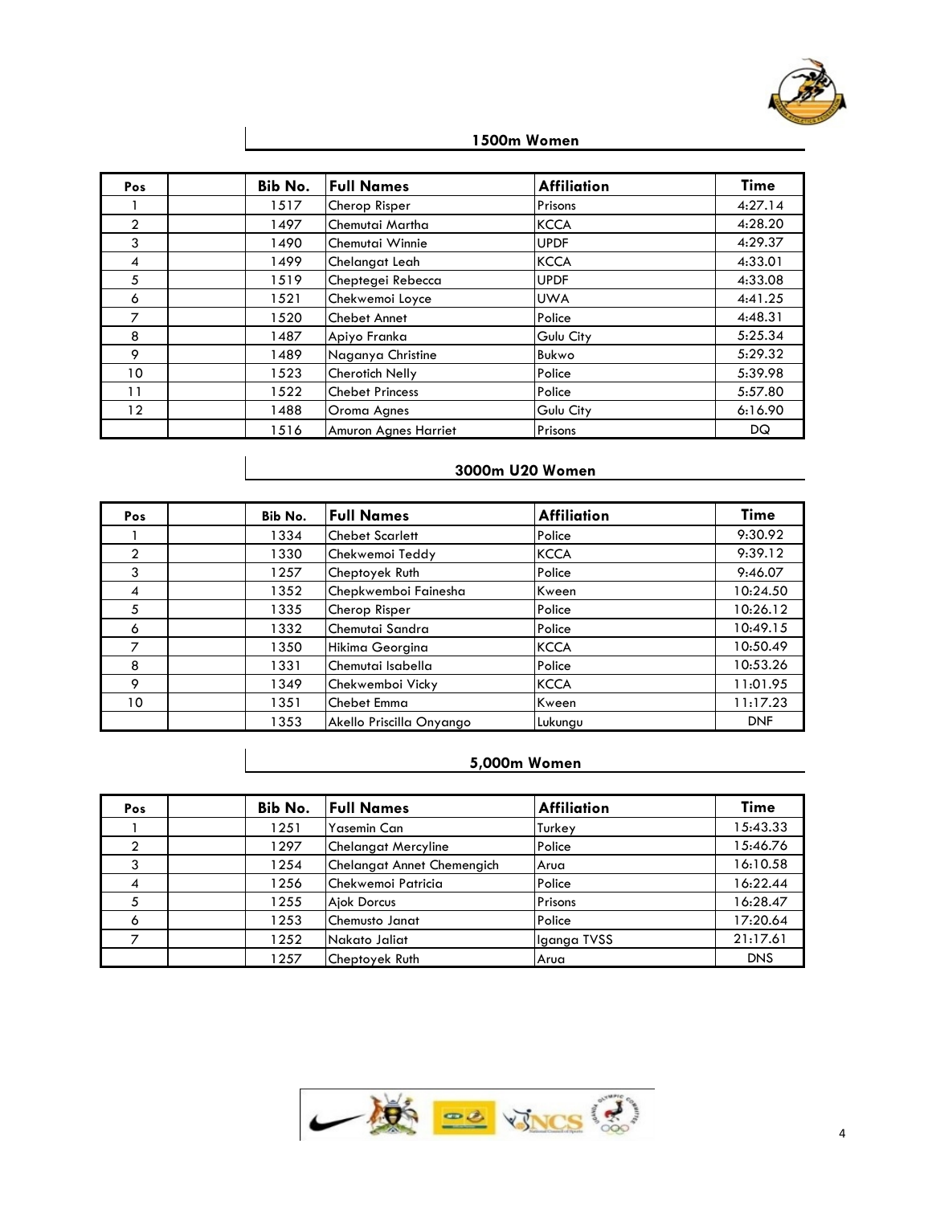## 1500m Women

| Pos | | Bib No. | Full Names | Affiliation | Time |
|---|---|---|---|---|---|
| 1 | | 1517 | Cherop Risper | Prisons | 4:27.14 |
| 2 | | 1497 | Chemutai Martha | KCCA | 4:28.20 |
| 3 | | 1490 | Chemutai Winnie | UPDF | 4:29.37 |
| 4 | | 1499 | Chelangat Leah | KCCA | 4:33.01 |
| 5 | | 1519 | Cheptegei Rebecca | UPDF | 4:33.08 |
| 6 | | 1521 | Chekwemoi Loyce | UWA | 4:41.25 |
| 7 | | 1520 | Chebet Annet | Police | 4:48.31 |
| 8 | | 1487 | Apiyo Franka | Gulu City | 5:25.34 |
| 9 | | 1489 | Naganya Christine | Bukwo | 5:29.32 |
| 10 | | 1523 | Cherotich Nelly | Police | 5:39.98 |
| 11 | | 1522 | Chebet Princess | Police | 5:57.80 |
| 12 | | 1488 | Oroma Agnes | Gulu City | 6:16.90 |
| | | 1516 | Amuron Agnes Harriet | Prisons | DQ |

## 3000m U20 Women

| Pos | | Bib No. | Full Names | Affiliation | Time |
|---|---|---|---|---|---|
| 1 | | 1334 | Chebet Scarlett | Police | 9:30.92 |
| 2 | | 1330 | Chekwemoi Teddy | KCCA | 9:39.12 |
| 3 | | 1257 | Cheptoyek Ruth | Police | 9:46.07 |
| 4 | | 1352 | Chepkwemboi Fainesha | Kween | 10:24.50 |
| 5 | | 1335 | Cherop Risper | Police | 10:26.12 |
| 6 | | 1332 | Chemutai Sandra | Police | 10:49.15 |
| 7 | | 1350 | Hikima Georgina | KCCA | 10:50.49 |
| 8 | | 1331 | Chemutai Isabella | Police | 10:53.26 |
| 9 | | 1349 | Chekwemboi Vicky | KCCA | 11:01.95 |
| 10 | | 1351 | Chebet Emma | Kween | 11:17.23 |
| | | 1353 | Akello Priscilla Onyango | Lukungu | DNF |

## 5,000m Women

| Pos | | Bib No. | Full Names | Affiliation | Time |
|---|---|---|---|---|---|
| 1 | | 1251 | Yasemin Can | Turkey | 15:43.33 |
| 2 | | 1297 | Chelangat Mercyline | Police | 15:46.76 |
| 3 | | 1254 | Chelangat Annet Chemengich | Arua | 16:10.58 |
| 4 | | 1256 | Chekwemoi Patricia | Police | 16:22.44 |
| 5 | | 1255 | Ajok Dorcus | Prisons | 16:28.47 |
| 6 | | 1253 | Chemusto Janat | Police | 17:20.64 |
| 7 | | 1252 | Nakato Jaliat | Iganga TVSS | 21:17.61 |
| | | 1257 | Cheptoyek Ruth | Arua | DNS |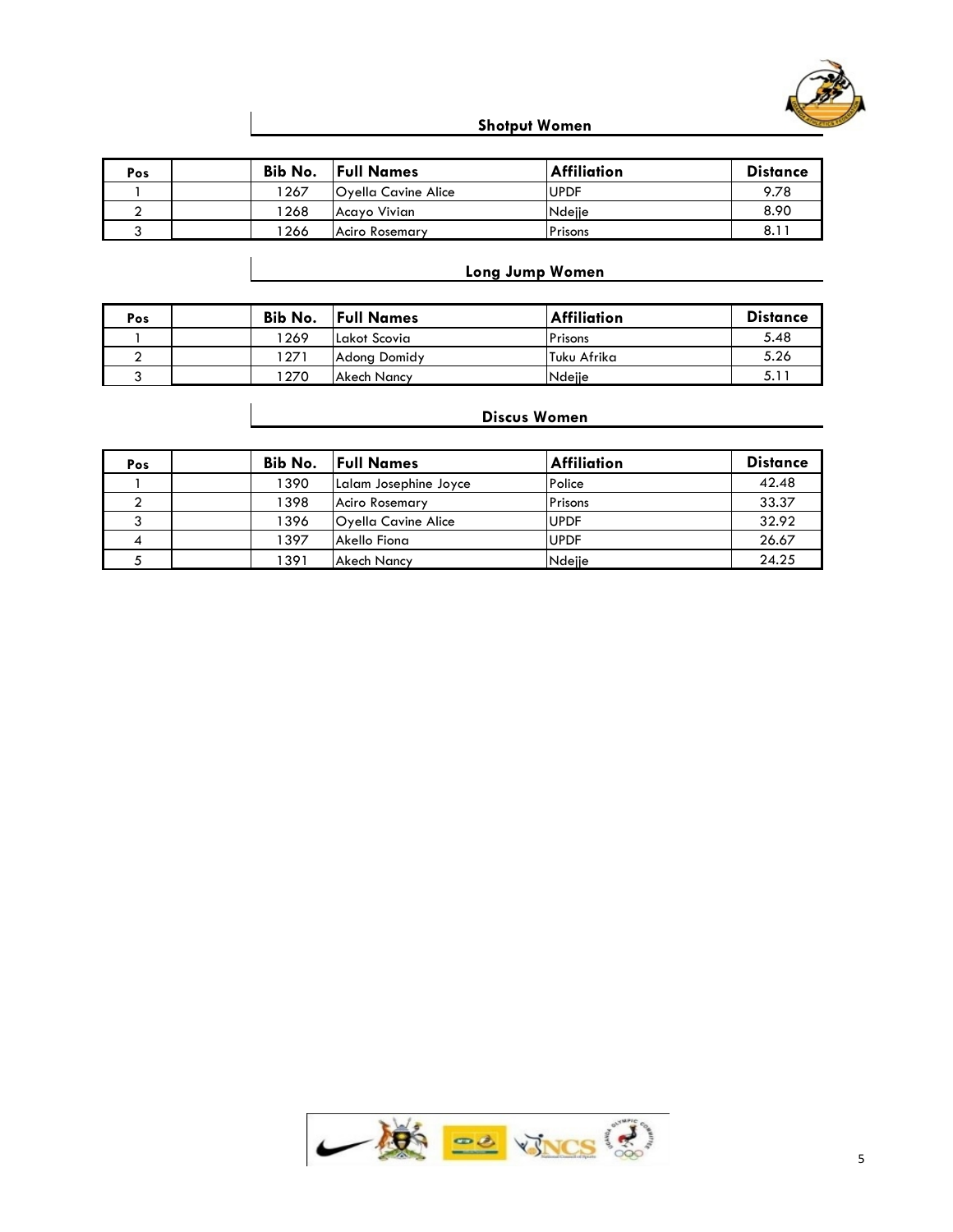## Shotput Women

| Pos | | Bib No. | Full Names | Affiliation | Distance |
|---|---|---|---|---|---|
| 1 | | 1267 | Oyella Cavine Alice | UPDF | 9.78 |
| 2 | | 1268 | Acayo Vivian | Ndejje | 8.90 |
| 3 | | 1266 | Aciro Rosemary | Prisons | 8.11 |

## Long Jump Women

| Pos | | Bib No. | Full Names | Affiliation | Distance |
|---|---|---|---|---|---|
| 1 | | 1269 | Lakot Scovia | Prisons | 5.48 |
| 2 | | 1271 | Adong Domidy | Tuku Afrika | 5.26 |
| 3 | | 1270 | Akech Nancy | Ndejje | 5.11 |

## Discus Women

| Pos | | Bib No. | Full Names | Affiliation | Distance |
|---|---|---|---|---|---|
| 1 | | 1390 | Lalam Josephine Joyce | Police | 42.48 |
| 2 | | 1398 | Aciro Rosemary | Prisons | 33.37 |
| 3 | | 1396 | Oyella Cavine Alice | UPDF | 32.92 |
| 4 | | 1397 | Akello Fiona | UPDF | 26.67 |
| 5 | | 1391 | Akech Nancy | Ndejje | 24.25 |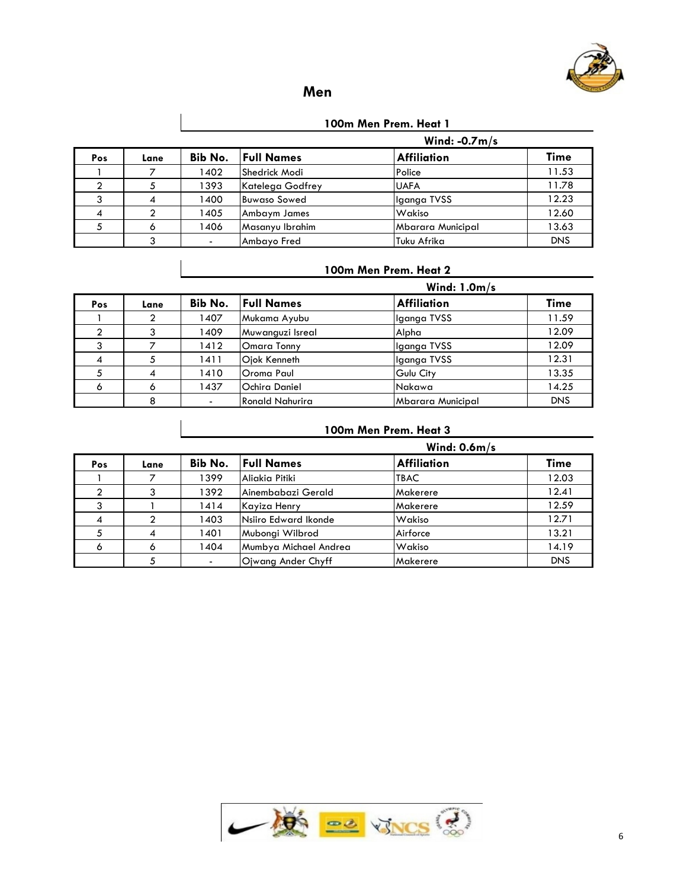## Men

### 100m Men Prem. Heat 1

Wind: -0.7m/s

| Pos | Lane | Bib No. | Full Names | Affiliation | Time |
|---|---|---|---|---|---|
| 1 | 7 | 1402 | Shedrick Modi | Police | 11.53 |
| 2 | 5 | 1393 | Katelega Godfrey | UAFA | 11.78 |
| 3 | 4 | 1400 | Buwaso Sowed | Iganga TVSS | 12.23 |
| 4 | 2 | 1405 | Ambaym James | Wakiso | 12.60 |
| 5 | 6 | 1406 | Masanyu Ibrahim | Mbarara Municipal | 13.63 |
|  | 3 | - | Ambayo Fred | Tuku Afrika | DNS |

### 100m Men Prem. Heat 2

Wind: 1.0m/s

| Pos | Lane | Bib No. | Full Names | Affiliation | Time |
|---|---|---|---|---|---|
| 1 | 2 | 1407 | Mukama Ayubu | Iganga TVSS | 11.59 |
| 2 | 3 | 1409 | Muwanguzi Isreal | Alpha | 12.09 |
| 3 | 7 | 1412 | Omara Tonny | Iganga TVSS | 12.09 |
| 4 | 5 | 1411 | Ojok Kenneth | Iganga TVSS | 12.31 |
| 5 | 4 | 1410 | Oroma Paul | Gulu City | 13.35 |
| 6 | 6 | 1437 | Ochira Daniel | Nakawa | 14.25 |
|  | 8 | - | Ronald Nahurira | Mbarara Municipal | DNS |

### 100m Men Prem. Heat 3

Wind: 0.6m/s

| Pos | Lane | Bib No. | Full Names | Affiliation | Time |
|---|---|---|---|---|---|
| 1 | 7 | 1399 | Aliakia Pitiki | TBAC | 12.03 |
| 2 | 3 | 1392 | Ainembabazi Gerald | Makerere | 12.41 |
| 3 | 1 | 1414 | Kayiza Henry | Makerere | 12.59 |
| 4 | 2 | 1403 | Nsiiro Edward Ikonde | Wakiso | 12.71 |
| 5 | 4 | 1401 | Mubongi Wilbrod | Airforce | 13.21 |
| 6 | 6 | 1404 | Mumbya Michael Andrea | Wakiso | 14.19 |
|  | 5 | - | Ojwang Ander Chyff | Makerere | DNS |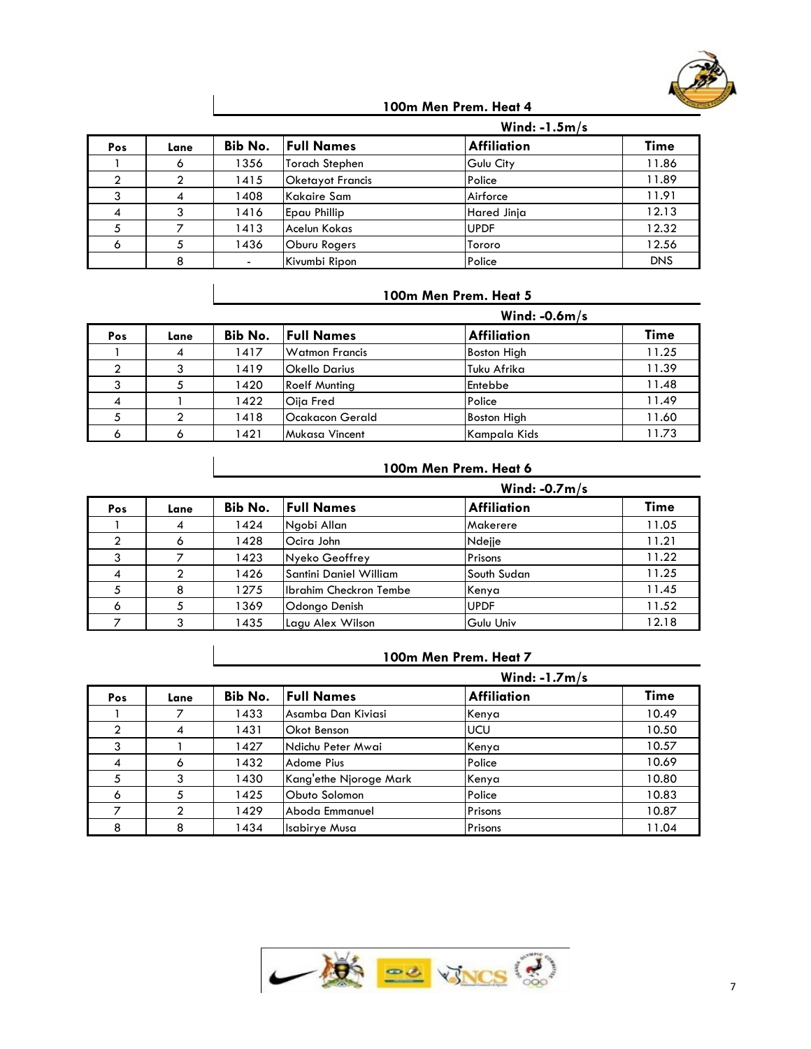## 100m Men Prem. Heat 4

**Wind: -1.5m/s**

| Pos | Lane | Bib No. | Full Names | Affiliation | Time |
|---|---|---|---|---|---|
| 1 | 6 | 1356 | Torach Stephen | Gulu City | 11.86 |
| 2 | 2 | 1415 | Oketayot Francis | Police | 11.89 |
| 3 | 4 | 1408 | Kakaire Sam | Airforce | 11.91 |
| 4 | 3 | 1416 | Epau Phillip | Hared Jinja | 12.13 |
| 5 | 7 | 1413 | Acelun Kokas | UPDF | 12.32 |
| 6 | 5 | 1436 | Oburu Rogers | Tororo | 12.56 |
| | 8 | - | Kivumbi Ripon | Police | DNS |

## 100m Men Prem. Heat 5

**Wind: -0.6m/s**

| Pos | Lane | Bib No. | Full Names | Affiliation | Time |
|---|---|---|---|---|---|
| 1 | 4 | 1417 | Watmon Francis | Boston High | 11.25 |
| 2 | 3 | 1419 | Okello Darius | Tuku Afrika | 11.39 |
| 3 | 5 | 1420 | Roelf Munting | Entebbe | 11.48 |
| 4 | 1 | 1422 | Oija Fred | Police | 11.49 |
| 5 | 2 | 1418 | Ocakacon Gerald | Boston High | 11.60 |
| 6 | 6 | 1421 | Mukasa Vincent | Kampala Kids | 11.73 |

## 100m Men Prem. Heat 6

**Wind: -0.7m/s**

| Pos | Lane | Bib No. | Full Names | Affiliation | Time |
|---|---|---|---|---|---|
| 1 | 4 | 1424 | Ngobi Allan | Makerere | 11.05 |
| 2 | 6 | 1428 | Ocira John | Ndejje | 11.21 |
| 3 | 7 | 1423 | Nyeko Geoffrey | Prisons | 11.22 |
| 4 | 2 | 1426 | Santini Daniel William | South Sudan | 11.25 |
| 5 | 8 | 1275 | Ibrahim Checkron Tembe | Kenya | 11.45 |
| 6 | 5 | 1369 | Odongo Denish | UPDF | 11.52 |
| 7 | 3 | 1435 | Lagu Alex Wilson | Gulu Univ | 12.18 |

## 100m Men Prem. Heat 7

**Wind: -1.7m/s**

| Pos | Lane | Bib No. | Full Names | Affiliation | Time |
|---|---|---|---|---|---|
| 1 | 7 | 1433 | Asamba Dan Kiviasi | Kenya | 10.49 |
| 2 | 4 | 1431 | Okot Benson | UCU | 10.50 |
| 3 | 1 | 1427 | Ndichu Peter Mwai | Kenya | 10.57 |
| 4 | 6 | 1432 | Adome Pius | Police | 10.69 |
| 5 | 3 | 1430 | Kang'ethe Njoroge Mark | Kenya | 10.80 |
| 6 | 5 | 1425 | Obuto Solomon | Police | 10.83 |
| 7 | 2 | 1429 | Aboda Emmanuel | Prisons | 10.87 |
| 8 | 8 | 1434 | Isabirye Musa | Prisons | 11.04 |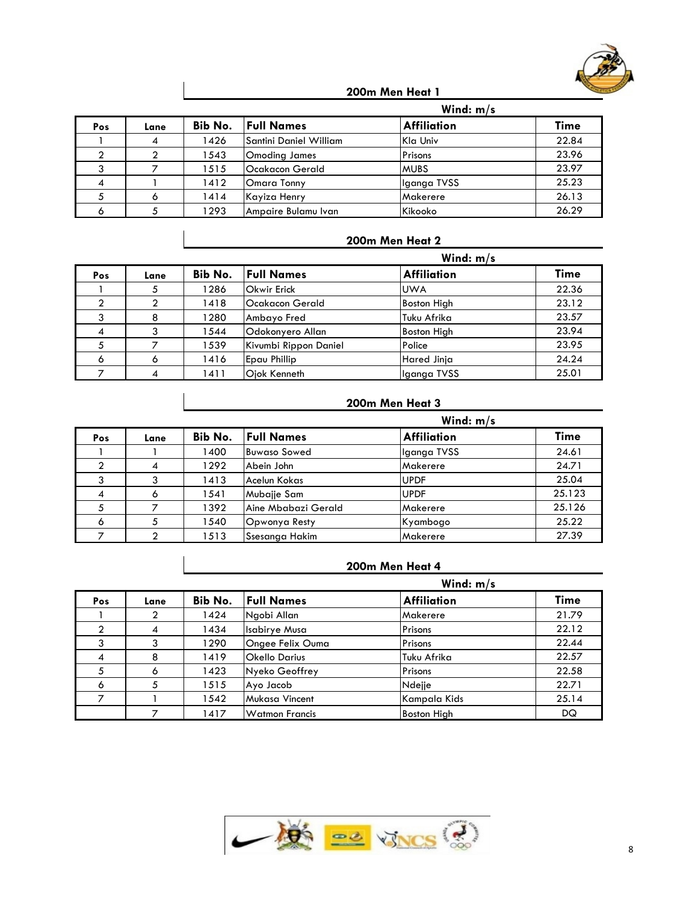## 200m Men Heat 1

Wind: m/s

| Pos | Lane | Bib No. | Full Names | Affiliation | Time |
|---|---|---|---|---|---|
| 1 | 4 | 1426 | Santini Daniel William | Kla Univ | 22.84 |
| 2 | 2 | 1543 | Omoding James | Prisons | 23.96 |
| 3 | 7 | 1515 | Ocakacon Gerald | MUBS | 23.97 |
| 4 | 1 | 1412 | Omara Tonny | Iganga TVSS | 25.23 |
| 5 | 6 | 1414 | Kayiza Henry | Makerere | 26.13 |
| 6 | 5 | 1293 | Ampaire Bulamu Ivan | Kikooko | 26.29 |

## 200m Men Heat 2

Wind: m/s

| Pos | Lane | Bib No. | Full Names | Affiliation | Time |
|---|---|---|---|---|---|
| 1 | 5 | 1286 | Okwir Erick | UWA | 22.36 |
| 2 | 2 | 1418 | Ocakacon Gerald | Boston High | 23.12 |
| 3 | 8 | 1280 | Ambayo Fred | Tuku Afrika | 23.57 |
| 4 | 3 | 1544 | Odokonyero Allan | Boston High | 23.94 |
| 5 | 7 | 1539 | Kivumbi Rippon Daniel | Police | 23.95 |
| 6 | 6 | 1416 | Epau Phillip | Hared Jinja | 24.24 |
| 7 | 4 | 1411 | Ojok Kenneth | Iganga TVSS | 25.01 |

## 200m Men Heat 3

Wind: m/s

| Pos | Lane | Bib No. | Full Names | Affiliation | Time |
|---|---|---|---|---|---|
| 1 | 1 | 1400 | Buwaso Sowed | Iganga TVSS | 24.61 |
| 2 | 4 | 1292 | Abein John | Makerere | 24.71 |
| 3 | 3 | 1413 | Acelun Kokas | UPDF | 25.04 |
| 4 | 6 | 1541 | Mubajje Sam | UPDF | 25.123 |
| 5 | 7 | 1392 | Aine Mbabazi Gerald | Makerere | 25.126 |
| 6 | 5 | 1540 | Opwonya Resty | Kyambogo | 25.22 |
| 7 | 2 | 1513 | Ssesanga Hakim | Makerere | 27.39 |

## 200m Men Heat 4

Wind: m/s

| Pos | Lane | Bib No. | Full Names | Affiliation | Time |
|---|---|---|---|---|---|
| 1 | 2 | 1424 | Ngobi Allan | Makerere | 21.79 |
| 2 | 4 | 1434 | Isabirye Musa | Prisons | 22.12 |
| 3 | 3 | 1290 | Ongee Felix Ouma | Prisons | 22.44 |
| 4 | 8 | 1419 | Okello Darius | Tuku Afrika | 22.57 |
| 5 | 6 | 1423 | Nyeko Geoffrey | Prisons | 22.58 |
| 6 | 5 | 1515 | Ayo Jacob | Ndejje | 22.71 |
| 7 | 1 | 1542 | Mukasa Vincent | Kampala Kids | 25.14 |
| | 7 | 1417 | Watmon Francis | Boston High | DQ |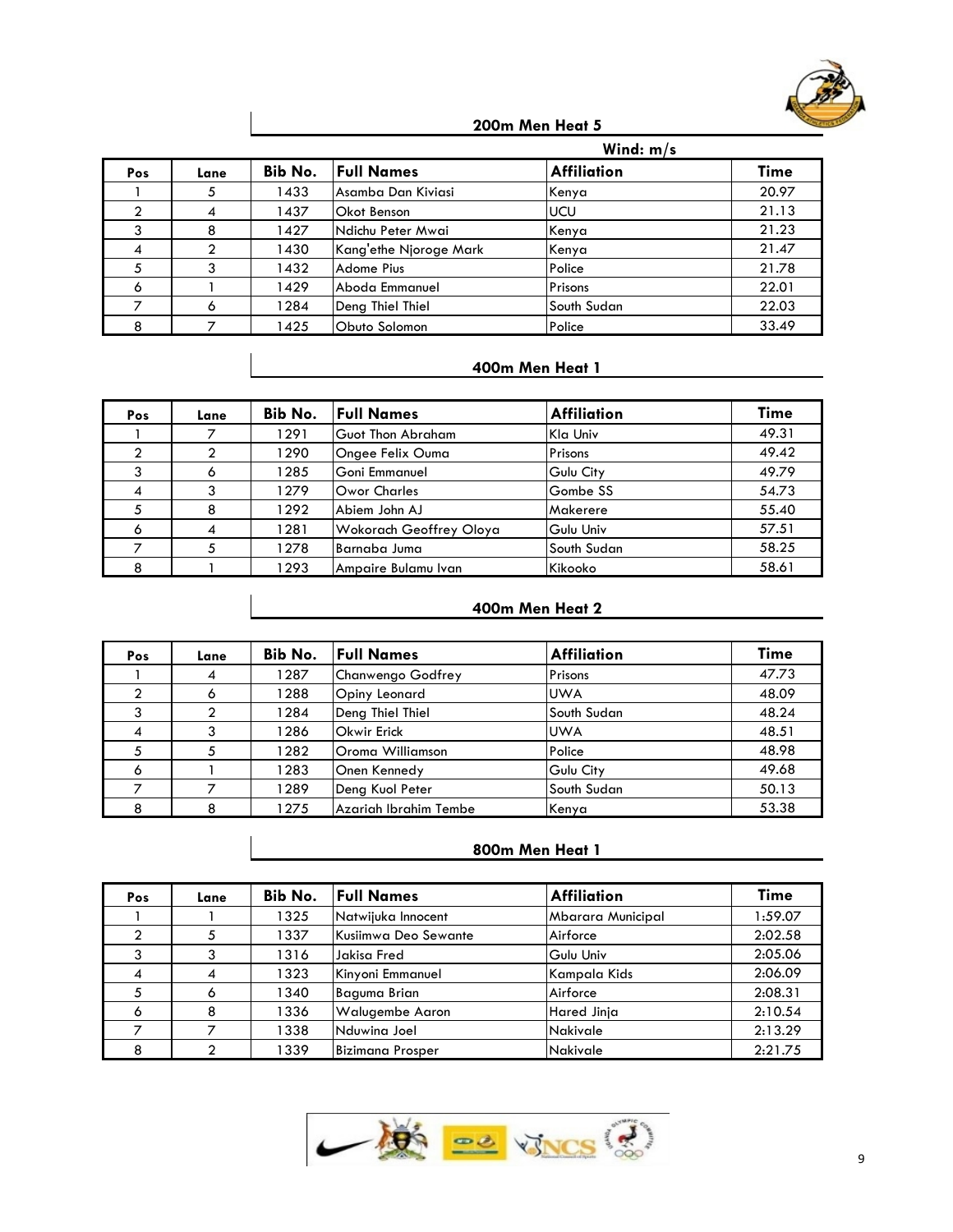## 200m Men Heat 5

Wind: m/s

| Pos | Lane | Bib No. | Full Names | Affiliation | Time |
|---|---|---|---|---|---|
| 1 | 5 | 1433 | Asamba Dan Kiviasi | Kenya | 20.97 |
| 2 | 4 | 1437 | Okot Benson | UCU | 21.13 |
| 3 | 8 | 1427 | Ndichu Peter Mwai | Kenya | 21.23 |
| 4 | 2 | 1430 | Kang'ethe Njoroge Mark | Kenya | 21.47 |
| 5 | 3 | 1432 | Adome Pius | Police | 21.78 |
| 6 | 1 | 1429 | Aboda Emmanuel | Prisons | 22.01 |
| 7 | 6 | 1284 | Deng Thiel Thiel | South Sudan | 22.03 |
| 8 | 7 | 1425 | Obuto Solomon | Police | 33.49 |

## 400m Men Heat 1

| Pos | Lane | Bib No. | Full Names | Affiliation | Time |
|---|---|---|---|---|---|
| 1 | 7 | 1291 | Guot Thon Abraham | Kla Univ | 49.31 |
| 2 | 2 | 1290 | Ongee Felix Ouma | Prisons | 49.42 |
| 3 | 6 | 1285 | Goni Emmanuel | Gulu City | 49.79 |
| 4 | 3 | 1279 | Owor Charles | Gombe SS | 54.73 |
| 5 | 8 | 1292 | Abiem John AJ | Makerere | 55.40 |
| 6 | 4 | 1281 | Wokorach Geoffrey Oloya | Gulu Univ | 57.51 |
| 7 | 5 | 1278 | Barnaba Juma | South Sudan | 58.25 |
| 8 | 1 | 1293 | Ampaire Bulamu Ivan | Kikooko | 58.61 |

## 400m Men Heat 2

| Pos | Lane | Bib No. | Full Names | Affiliation | Time |
|---|---|---|---|---|---|
| 1 | 4 | 1287 | Chanwengo Godfrey | Prisons | 47.73 |
| 2 | 6 | 1288 | Opiny Leonard | UWA | 48.09 |
| 3 | 2 | 1284 | Deng Thiel Thiel | South Sudan | 48.24 |
| 4 | 3 | 1286 | Okwir Erick | UWA | 48.51 |
| 5 | 5 | 1282 | Oroma Williamson | Police | 48.98 |
| 6 | 1 | 1283 | Onen Kennedy | Gulu City | 49.68 |
| 7 | 7 | 1289 | Deng Kuol Peter | South Sudan | 50.13 |
| 8 | 8 | 1275 | Azariah Ibrahim Tembe | Kenya | 53.38 |

## 800m Men Heat 1

| Pos | Lane | Bib No. | Full Names | Affiliation | Time |
|---|---|---|---|---|---|
| 1 | 1 | 1325 | Natwijuka Innocent | Mbarara Municipal | 1:59.07 |
| 2 | 5 | 1337 | Kusiimwa Deo Sewante | Airforce | 2:02.58 |
| 3 | 3 | 1316 | Jakisa Fred | Gulu Univ | 2:05.06 |
| 4 | 4 | 1323 | Kinyoni Emmanuel | Kampala Kids | 2:06.09 |
| 5 | 6 | 1340 | Baguma Brian | Airforce | 2:08.31 |
| 6 | 8 | 1336 | Walugembe Aaron | Hared Jinja | 2:10.54 |
| 7 | 7 | 1338 | Nduwina Joel | Nakivale | 2:13.29 |
| 8 | 2 | 1339 | Bizimana Prosper | Nakivale | 2:21.75 |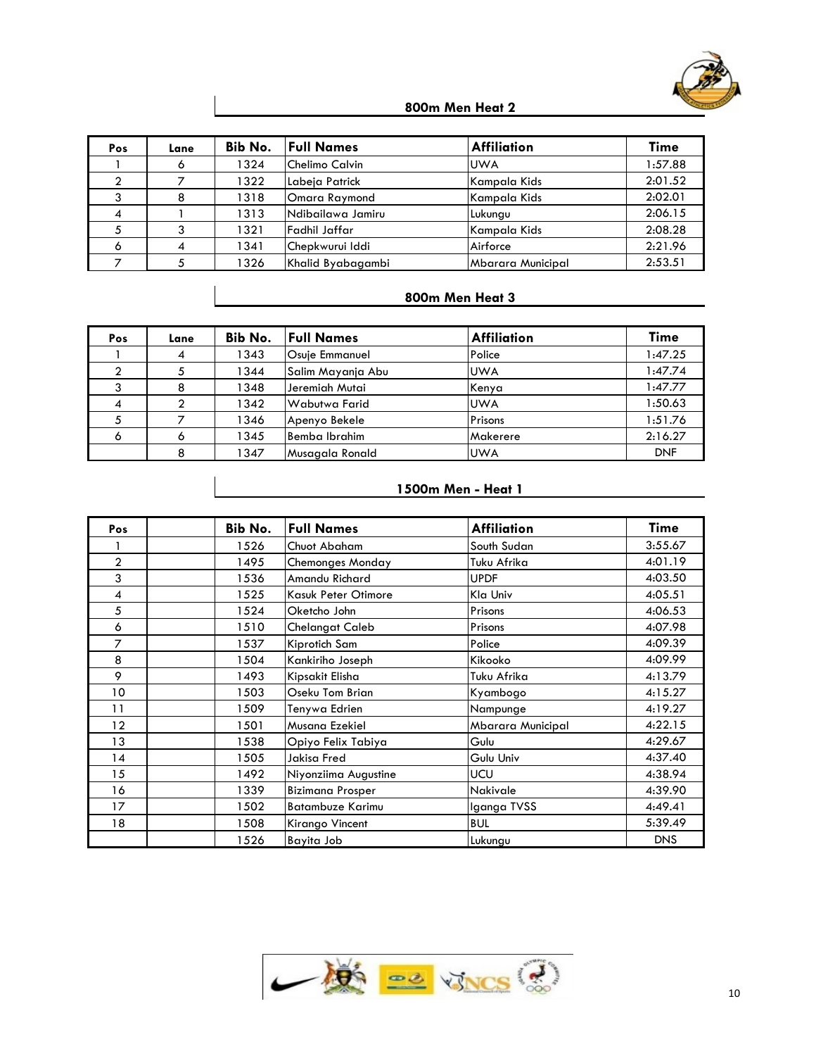## 800m Men Heat 2

| Pos | Lane | Bib No. | Full Names | Affiliation | Time |
|---|---|---|---|---|---|
| 1 | 6 | 1324 | Chelimo Calvin | UWA | 1:57.88 |
| 2 | 7 | 1322 | Labeja Patrick | Kampala Kids | 2:01.52 |
| 3 | 8 | 1318 | Omara Raymond | Kampala Kids | 2:02.01 |
| 4 | 1 | 1313 | Ndibailawa Jamiru | Lukungu | 2:06.15 |
| 5 | 3 | 1321 | Fadhil Jaffar | Kampala Kids | 2:08.28 |
| 6 | 4 | 1341 | Chepkwurui Iddi | Airforce | 2:21.96 |
| 7 | 5 | 1326 | Khalid Byabagambi | Mbarara Municipal | 2:53.51 |

## 800m Men Heat 3

| Pos | Lane | Bib No. | Full Names | Affiliation | Time |
|---|---|---|---|---|---|
| 1 | 4 | 1343 | Osuje Emmanuel | Police | 1:47.25 |
| 2 | 5 | 1344 | Salim Mayanja Abu | UWA | 1:47.74 |
| 3 | 8 | 1348 | Jeremiah Mutai | Kenya | 1:47.77 |
| 4 | 2 | 1342 | Wabutwa Farid | UWA | 1:50.63 |
| 5 | 7 | 1346 | Apenyo Bekele | Prisons | 1:51.76 |
| 6 | 6 | 1345 | Bemba Ibrahim | Makerere | 2:16.27 |
| | 8 | 1347 | Musagala Ronald | UWA | DNF |

## 1500m Men - Heat 1

| Pos | | Bib No. | Full Names | Affiliation | Time |
|---|---|---|---|---|---|
| 1 | | 1526 | Chuot Abaham | South Sudan | 3:55.67 |
| 2 | | 1495 | Chemonges Monday | Tuku Afrika | 4:01.19 |
| 3 | | 1536 | Amandu Richard | UPDF | 4:03.50 |
| 4 | | 1525 | Kasuk Peter Otimore | Kla Univ | 4:05.51 |
| 5 | | 1524 | Oketcho John | Prisons | 4:06.53 |
| 6 | | 1510 | Chelangat Caleb | Prisons | 4:07.98 |
| 7 | | 1537 | Kiprotich Sam | Police | 4:09.39 |
| 8 | | 1504 | Kankiriho Joseph | Kikooko | 4:09.99 |
| 9 | | 1493 | Kipsakit Elisha | Tuku Afrika | 4:13.79 |
| 10 | | 1503 | Oseku Tom Brian | Kyambogo | 4:15.27 |
| 11 | | 1509 | Tenywa Edrien | Nampunge | 4:19.27 |
| 12 | | 1501 | Musana Ezekiel | Mbarara Municipal | 4:22.15 |
| 13 | | 1538 | Opiyo Felix Tabiya | Gulu | 4:29.67 |
| 14 | | 1505 | Jakisa Fred | Gulu Univ | 4:37.40 |
| 15 | | 1492 | Niyonziima Augustine | UCU | 4:38.94 |
| 16 | | 1339 | Bizimana Prosper | Nakivale | 4:39.90 |
| 17 | | 1502 | Batambuze Karimu | Iganga TVSS | 4:49.41 |
| 18 | | 1508 | Kirango Vincent | BUL | 5:39.49 |
| | | 1526 | Bayita Job | Lukungu | DNS |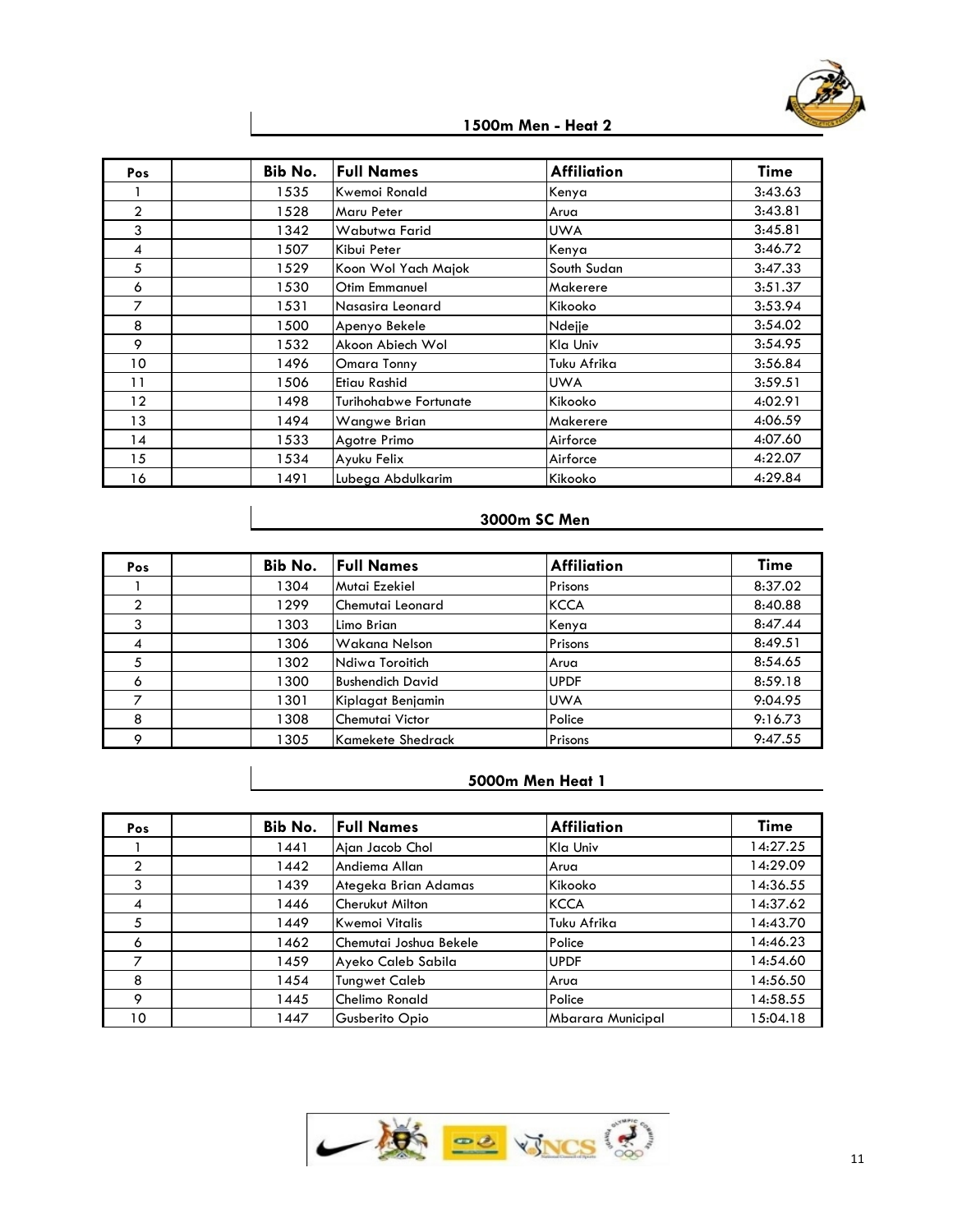## 1500m Men - Heat 2

| Pos | | Bib No. | Full Names | Affiliation | Time |
|---|---|---|---|---|---|
| 1 | | 1535 | Kwemoi Ronald | Kenya | 3:43.63 |
| 2 | | 1528 | Maru Peter | Arua | 3:43.81 |
| 3 | | 1342 | Wabutwa Farid | UWA | 3:45.81 |
| 4 | | 1507 | Kibui Peter | Kenya | 3:46.72 |
| 5 | | 1529 | Koon Wol Yach Majok | South Sudan | 3:47.33 |
| 6 | | 1530 | Otim Emmanuel | Makerere | 3:51.37 |
| 7 | | 1531 | Nasasira Leonard | Kikooko | 3:53.94 |
| 8 | | 1500 | Apenyo Bekele | Ndejje | 3:54.02 |
| 9 | | 1532 | Akoon Abiech Wol | Kla Univ | 3:54.95 |
| 10 | | 1496 | Omara Tonny | Tuku Afrika | 3:56.84 |
| 11 | | 1506 | Etiau Rashid | UWA | 3:59.51 |
| 12 | | 1498 | Turihohabwe Fortunate | Kikooko | 4:02.91 |
| 13 | | 1494 | Wangwe Brian | Makerere | 4:06.59 |
| 14 | | 1533 | Agotre Primo | Airforce | 4:07.60 |
| 15 | | 1534 | Ayuku Felix | Airforce | 4:22.07 |
| 16 | | 1491 | Lubega Abdulkarim | Kikooko | 4:29.84 |

## 3000m SC Men

| Pos | | Bib No. | Full Names | Affiliation | Time |
|---|---|---|---|---|---|
| 1 | | 1304 | Mutai Ezekiel | Prisons | 8:37.02 |
| 2 | | 1299 | Chemutai Leonard | KCCA | 8:40.88 |
| 3 | | 1303 | Limo Brian | Kenya | 8:47.44 |
| 4 | | 1306 | Wakana Nelson | Prisons | 8:49.51 |
| 5 | | 1302 | Ndiwa Toroitich | Arua | 8:54.65 |
| 6 | | 1300 | Bushendich David | UPDF | 8:59.18 |
| 7 | | 1301 | Kiplagat Benjamin | UWA | 9:04.95 |
| 8 | | 1308 | Chemutai Victor | Police | 9:16.73 |
| 9 | | 1305 | Kamekete Shedrack | Prisons | 9:47.55 |

## 5000m Men Heat 1

| Pos | | Bib No. | Full Names | Affiliation | Time |
|---|---|---|---|---|---|
| 1 | | 1441 | Ajan Jacob Chol | Kla Univ | 14:27.25 |
| 2 | | 1442 | Andiema Allan | Arua | 14:29.09 |
| 3 | | 1439 | Ategeka Brian Adamas | Kikooko | 14:36.55 |
| 4 | | 1446 | Cherukut Milton | KCCA | 14:37.62 |
| 5 | | 1449 | Kwemoi Vitalis | Tuku Afrika | 14:43.70 |
| 6 | | 1462 | Chemutai Joshua Bekele | Police | 14:46.23 |
| 7 | | 1459 | Ayeko Caleb Sabila | UPDF | 14:54.60 |
| 8 | | 1454 | Tungwet Caleb | Arua | 14:56.50 |
| 9 | | 1445 | Chelimo Ronald | Police | 14:58.55 |
| 10 | | 1447 | Gusberito Opio | Mbarara Municipal | 15:04.18 |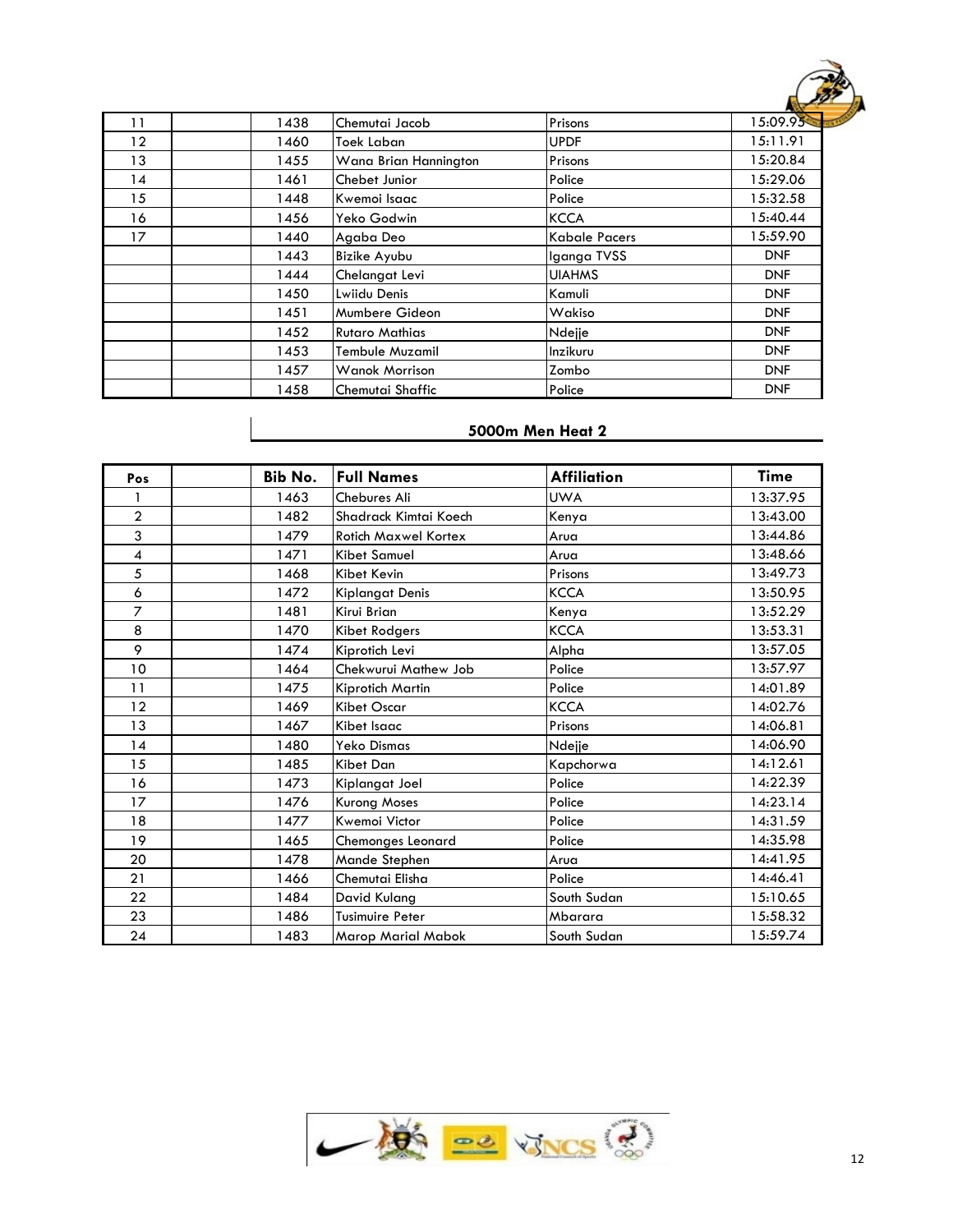| | | | | | |
|---|---|---|---|---|---|
| 11 | | 1438 | Chemutai Jacob | Prisons | 15:09.95 |
| 12 | | 1460 | Toek Laban | UPDF | 15:11.91 |
| 13 | | 1455 | Wana Brian Hannington | Prisons | 15:20.84 |
| 14 | | 1461 | Chebet Junior | Police | 15:29.06 |
| 15 | | 1448 | Kwemoi Isaac | Police | 15:32.58 |
| 16 | | 1456 | Yeko Godwin | KCCA | 15:40.44 |
| 17 | | 1440 | Agaba Deo | Kabale Pacers | 15:59.90 |
| | | 1443 | Bizike Ayubu | Iganga TVSS | DNF |
| | | 1444 | Chelangat Levi | UIAHMS | DNF |
| | | 1450 | Lwiidu Denis | Kamuli | DNF |
| | | 1451 | Mumbere Gideon | Wakiso | DNF |
| | | 1452 | Rutaro Mathias | Ndejje | DNF |
| | | 1453 | Tembule Muzamil | Inzikuru | DNF |
| | | 1457 | Wanok Morrison | Zombo | DNF |
| | | 1458 | Chemutai Shaffic | Police | DNF |

## 5000m Men Heat 2

| Pos | | Bib No. | Full Names | Affiliation | Time |
|---|---|---|---|---|---|
| 1 | | 1463 | Chebures Ali | UWA | 13:37.95 |
| 2 | | 1482 | Shadrack Kimtai Koech | Kenya | 13:43.00 |
| 3 | | 1479 | Rotich Maxwel Kortex | Arua | 13:44.86 |
| 4 | | 1471 | Kibet Samuel | Arua | 13:48.66 |
| 5 | | 1468 | Kibet Kevin | Prisons | 13:49.73 |
| 6 | | 1472 | Kiplangat Denis | KCCA | 13:50.95 |
| 7 | | 1481 | Kirui Brian | Kenya | 13:52.29 |
| 8 | | 1470 | Kibet Rodgers | KCCA | 13:53.31 |
| 9 | | 1474 | Kiprotich Levi | Alpha | 13:57.05 |
| 10 | | 1464 | Chekwurui Mathew Job | Police | 13:57.97 |
| 11 | | 1475 | Kiprotich Martin | Police | 14:01.89 |
| 12 | | 1469 | Kibet Oscar | KCCA | 14:02.76 |
| 13 | | 1467 | Kibet Isaac | Prisons | 14:06.81 |
| 14 | | 1480 | Yeko Dismas | Ndejje | 14:06.90 |
| 15 | | 1485 | Kibet Dan | Kapchorwa | 14:12.61 |
| 16 | | 1473 | Kiplangat Joel | Police | 14:22.39 |
| 17 | | 1476 | Kurong Moses | Police | 14:23.14 |
| 18 | | 1477 | Kwemoi Victor | Police | 14:31.59 |
| 19 | | 1465 | Chemonges Leonard | Police | 14:35.98 |
| 20 | | 1478 | Mande Stephen | Arua | 14:41.95 |
| 21 | | 1466 | Chemutai Elisha | Police | 14:46.41 |
| 22 | | 1484 | David Kulang | South Sudan | 15:10.65 |
| 23 | | 1486 | Tusimuire Peter | Mbarara | 15:58.32 |
| 24 | | 1483 | Marop Marial Mabok | South Sudan | 15:59.74 |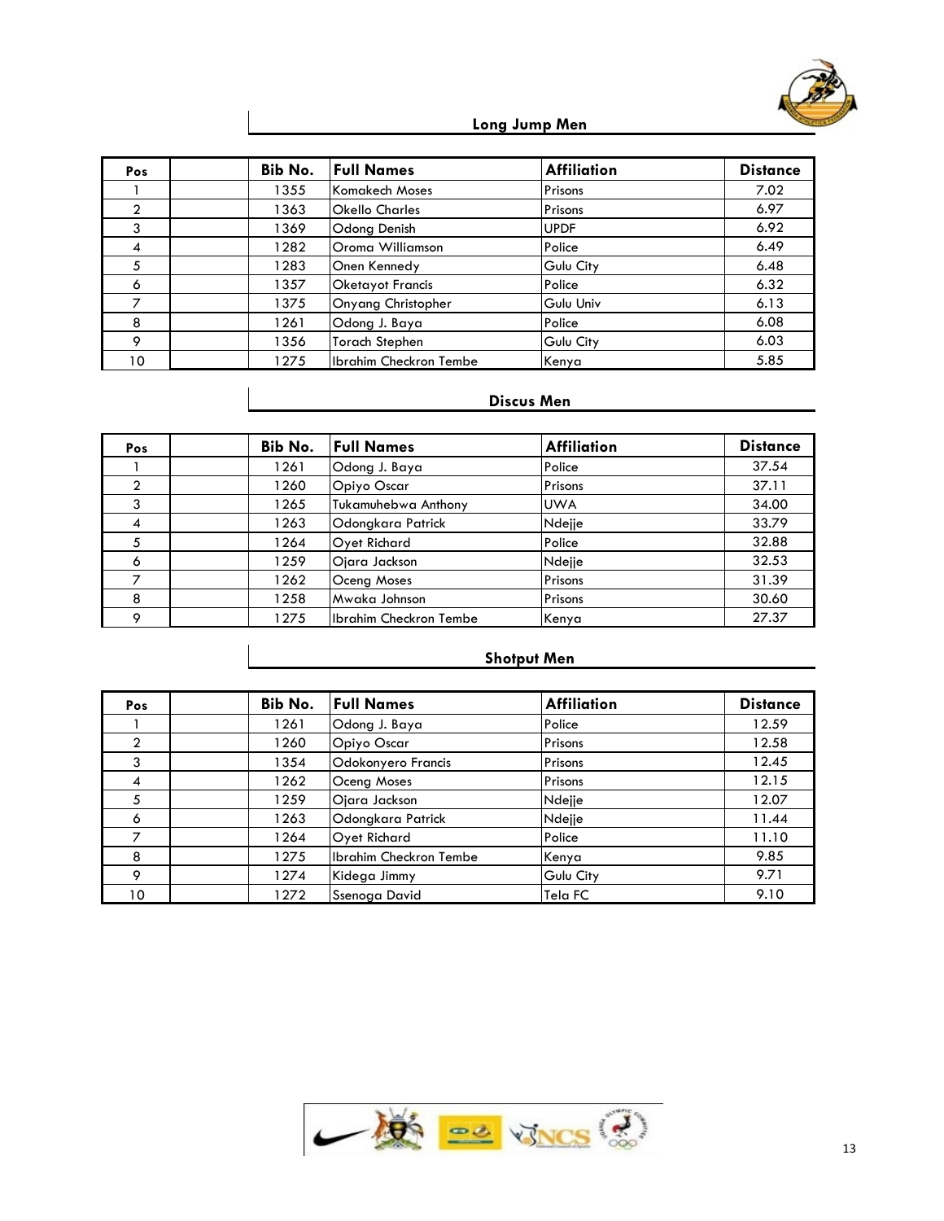## Long Jump Men

| Pos | | Bib No. | Full Names | Affiliation | Distance |
|---|---|---|---|---|---|
| 1 | | 1355 | Komakech Moses | Prisons | 7.02 |
| 2 | | 1363 | Okello Charles | Prisons | 6.97 |
| 3 | | 1369 | Odong Denish | UPDF | 6.92 |
| 4 | | 1282 | Oroma Williamson | Police | 6.49 |
| 5 | | 1283 | Onen Kennedy | Gulu City | 6.48 |
| 6 | | 1357 | Oketayot Francis | Police | 6.32 |
| 7 | | 1375 | Onyang Christopher | Gulu Univ | 6.13 |
| 8 | | 1261 | Odong J. Baya | Police | 6.08 |
| 9 | | 1356 | Torach Stephen | Gulu City | 6.03 |
| 10 | | 1275 | Ibrahim Checkron Tembe | Kenya | 5.85 |

## Discus Men

| Pos | | Bib No. | Full Names | Affiliation | Distance |
|---|---|---|---|---|---|
| 1 | | 1261 | Odong J. Baya | Police | 37.54 |
| 2 | | 1260 | Opiyo Oscar | Prisons | 37.11 |
| 3 | | 1265 | Tukamuhebwa Anthony | UWA | 34.00 |
| 4 | | 1263 | Odongkara Patrick | Ndejje | 33.79 |
| 5 | | 1264 | Oyet Richard | Police | 32.88 |
| 6 | | 1259 | Ojara Jackson | Ndejje | 32.53 |
| 7 | | 1262 | Oceng Moses | Prisons | 31.39 |
| 8 | | 1258 | Mwaka Johnson | Prisons | 30.60 |
| 9 | | 1275 | Ibrahim Checkron Tembe | Kenya | 27.37 |

## Shotput Men

| Pos | | Bib No. | Full Names | Affiliation | Distance |
|---|---|---|---|---|---|
| 1 | | 1261 | Odong J. Baya | Police | 12.59 |
| 2 | | 1260 | Opiyo Oscar | Prisons | 12.58 |
| 3 | | 1354 | Odokonyero Francis | Prisons | 12.45 |
| 4 | | 1262 | Oceng Moses | Prisons | 12.15 |
| 5 | | 1259 | Ojara Jackson | Ndejje | 12.07 |
| 6 | | 1263 | Odongkara Patrick | Ndejje | 11.44 |
| 7 | | 1264 | Oyet Richard | Police | 11.10 |
| 8 | | 1275 | Ibrahim Checkron Tembe | Kenya | 9.85 |
| 9 | | 1274 | Kidega Jimmy | Gulu City | 9.71 |
| 10 | | 1272 | Ssenoga David | Tela FC | 9.10 |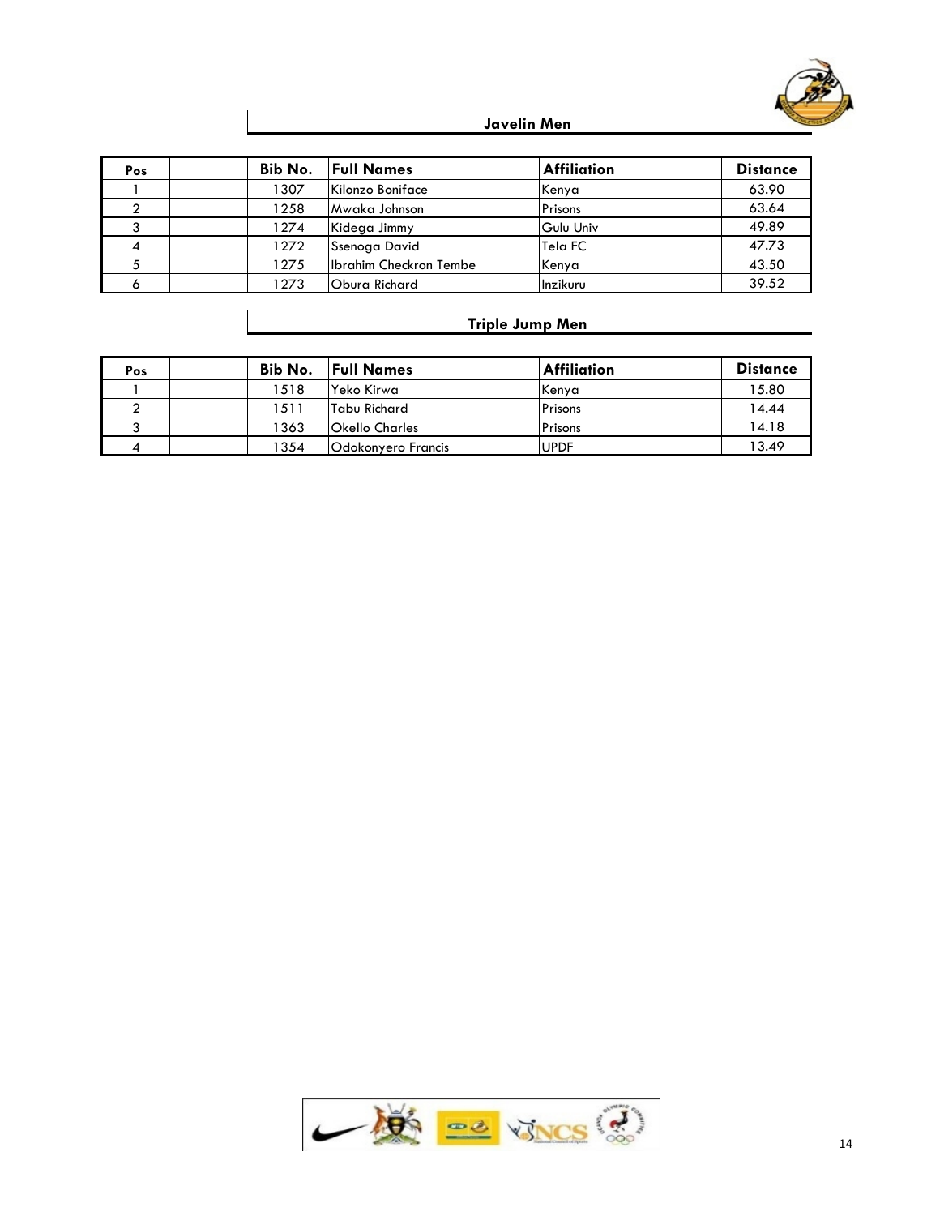## Javelin Men

| Pos | | Bib No. | Full Names | Affiliation | Distance |
| --- | --- | --- | --- | --- | --- |
| 1 | | 1307 | Kilonzo Boniface | Kenya | 63.90 |
| 2 | | 1258 | Mwaka Johnson | Prisons | 63.64 |
| 3 | | 1274 | Kidega Jimmy | Gulu Univ | 49.89 |
| 4 | | 1272 | Ssenoga David | Tela FC | 47.73 |
| 5 | | 1275 | Ibrahim Checkron Tembe | Kenya | 43.50 |
| 6 | | 1273 | Obura Richard | Inzikuru | 39.52 |

## Triple Jump Men

| Pos | | Bib No. | Full Names | Affiliation | Distance |
| --- | --- | --- | --- | --- | --- |
| 1 | | 1518 | Yeko Kirwa | Kenya | 15.80 |
| 2 | | 1511 | Tabu Richard | Prisons | 14.44 |
| 3 | | 1363 | Okello Charles | Prisons | 14.18 |
| 4 | | 1354 | Odokonyero Francis | UPDF | 13.49 |